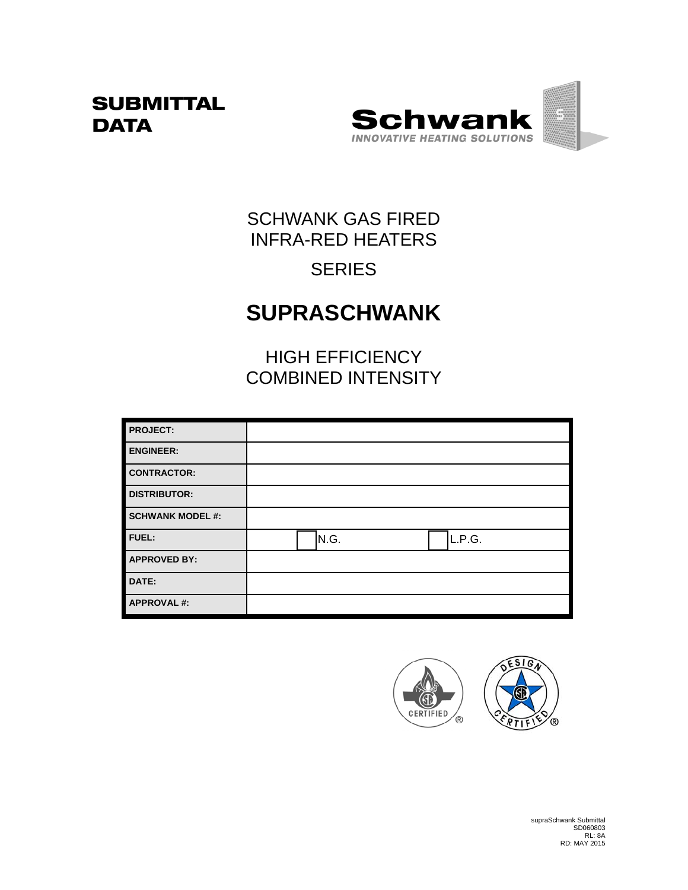# SUBMITTAL DATA

**Schwank**
*INNOVATIVE HEATING SOLUTIONS*

SCHWANK GAS FIRED
INFRA-RED HEATERS

SERIES

# SUPRASCHWANK

HIGH EFFICIENCY
COMBINED INTENSITY

| | |
|---|---|
| **PROJECT:** | |
| **ENGINEER:** | |
| **CONTRACTOR:** | |
| **DISTRIBUTOR:** | |
| **SCHWANK MODEL #:** | |
| **FUEL:** | ☐ N.G. ☐ L.P.G. |
| **APPROVED BY:** | |
| **DATE:** | |
| **APPROVAL #:** | |

CERTIFIED ®

DESIGN CERTIFIED ®

supraSchwank Submittal
SD060803
RL: 8A
RD: MAY 2015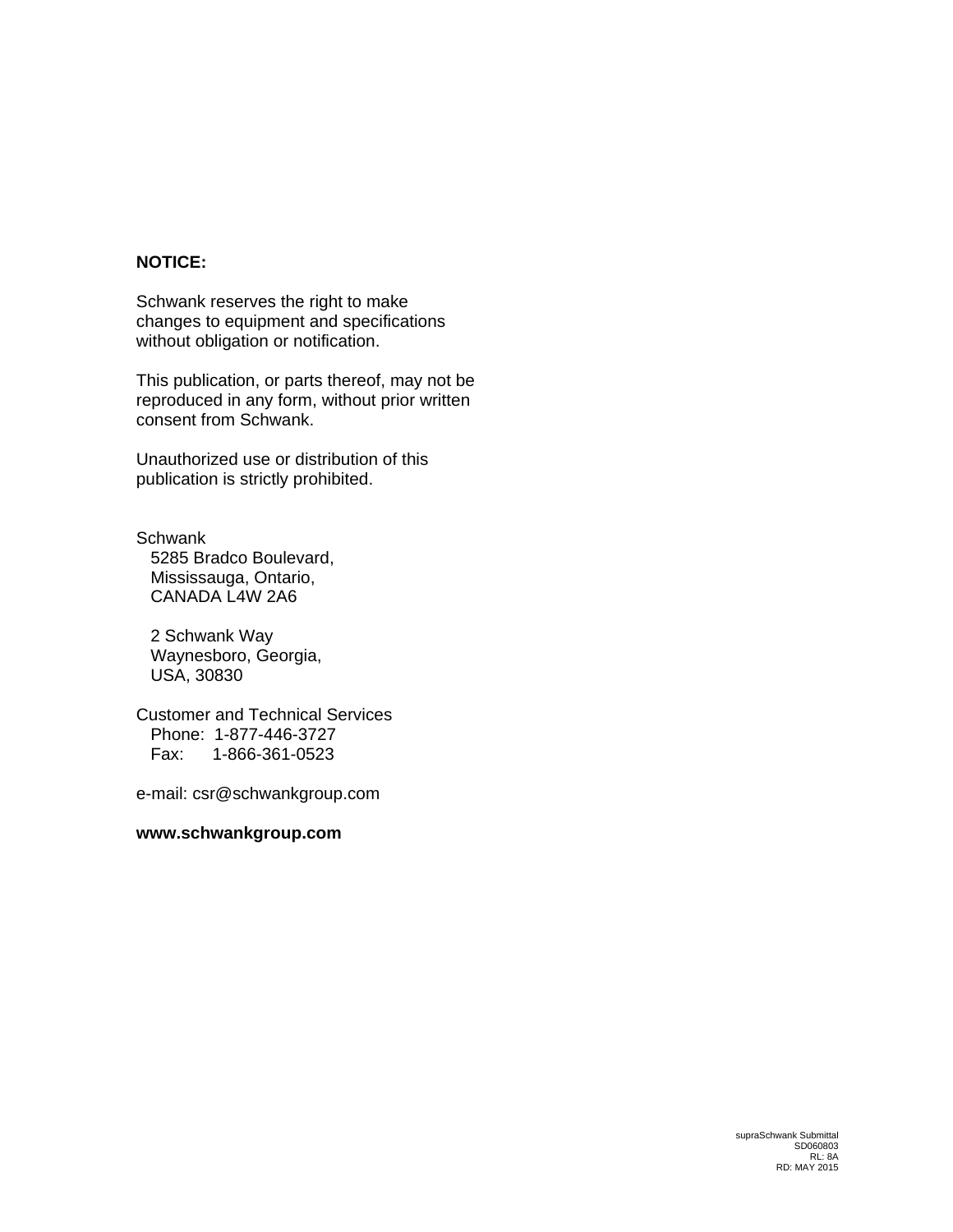**NOTICE:**

Schwank reserves the right to make changes to equipment and specifications without obligation or notification.

This publication, or parts thereof, may not be reproduced in any form, without prior written consent from Schwank.

Unauthorized use or distribution of this publication is strictly prohibited.

Schwank
5285 Bradco Boulevard,
Mississauga, Ontario,
CANADA L4W 2A6

2 Schwank Way
Waynesboro, Georgia,
USA, 30830

Customer and Technical Services
Phone: 1-877-446-3727
Fax: 1-866-361-0523

e-mail: csr@schwankgroup.com

**www.schwankgroup.com**

supraSchwank Submittal
SD060803
RL: 8A
RD: MAY 2015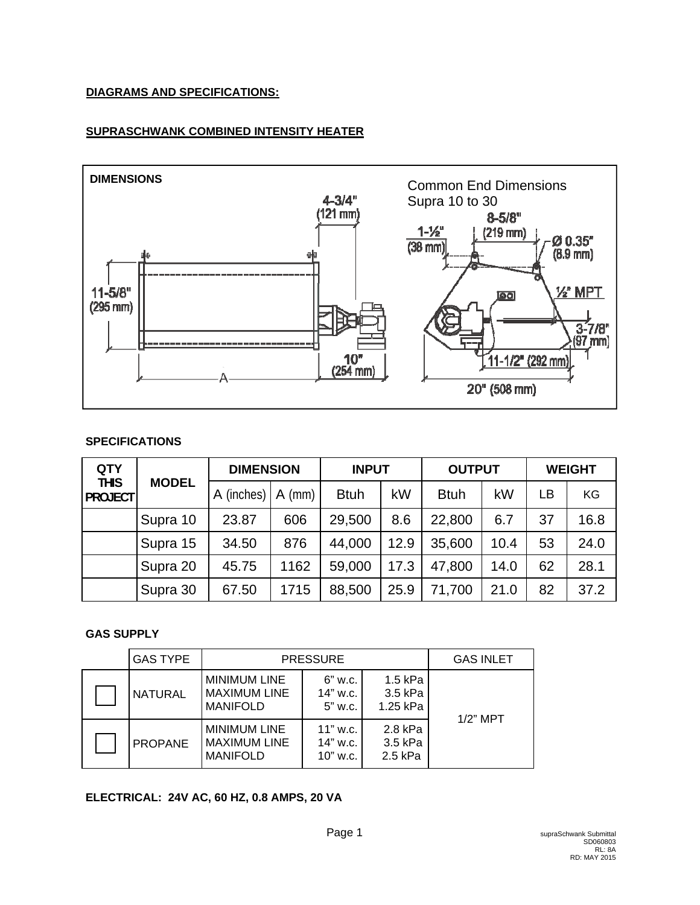**DIAGRAMS AND SPECIFICATIONS:**

**SUPRASCHWANK COMBINED INTENSITY HEATER**

**DIMENSIONS**

Common End Dimensions
Supra 10 to 30

4-3/4" (121 mm)
11-5/8" (295 mm)
10" (254 mm)
A
1-½" (38 mm)
8-5/8" (219 mm)
Ø 0.35" (8.9 mm)
½" MPT
3-7/8" (97 mm)
11-1/2" (292 mm)
20" (508 mm)

**SPECIFICATIONS**

| QTY THIS PROJECT | MODEL | DIMENSION | | INPUT | | OUTPUT | | WEIGHT | |
|---|---|---|---|---|---|---|---|---|---|
| | | A (inches) | A (mm) | Btuh | kW | Btuh | kW | LB | KG |
| | Supra 10 | 23.87 | 606 | 29,500 | 8.6 | 22,800 | 6.7 | 37 | 16.8 |
| | Supra 15 | 34.50 | 876 | 44,000 | 12.9 | 35,600 | 10.4 | 53 | 24.0 |
| | Supra 20 | 45.75 | 1162 | 59,000 | 17.3 | 47,800 | 14.0 | 62 | 28.1 |
| | Supra 30 | 67.50 | 1715 | 88,500 | 25.9 | 71,700 | 21.0 | 82 | 37.2 |

**GAS SUPPLY**

| | GAS TYPE | PRESSURE | | | GAS INLET |
|---|---|---|---|---|---|
| ☐ | NATURAL | MINIMUM LINE<br>MAXIMUM LINE<br>MANIFOLD | 6" w.c.<br>14" w.c.<br>5" w.c. | 1.5 kPa<br>3.5 kPa<br>1.25 kPa | 1/2" MPT |
| ☐ | PROPANE | MINIMUM LINE<br>MAXIMUM LINE<br>MANIFOLD | 11" w.c.<br>14" w.c.<br>10" w.c. | 2.8 kPa<br>3.5 kPa<br>2.5 kPa | |

**ELECTRICAL: 24V AC, 60 HZ, 0.8 AMPS, 20 VA**

supraSchwank Submittal
SD060803
RL: 8A
RD: MAY 2015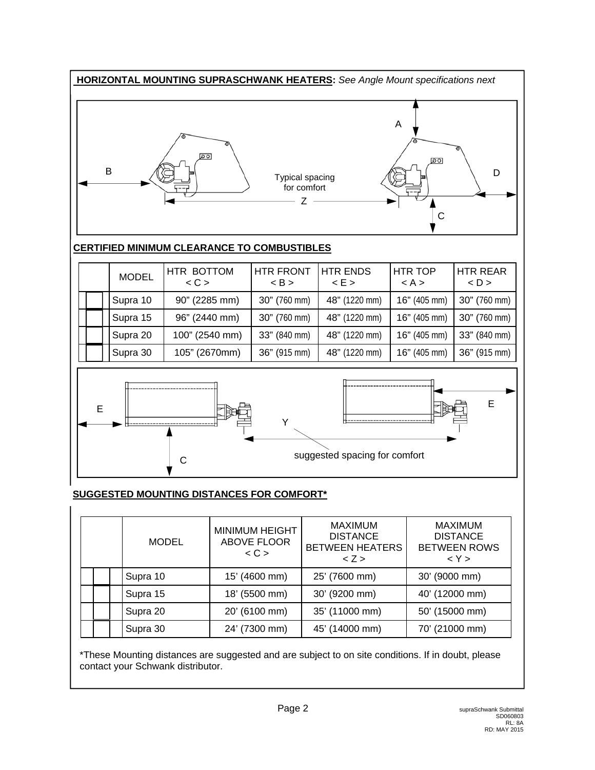**HORIZONTAL MOUNTING SUPRASCHWANK HEATERS:** *See Angle Mount specifications next*

A

B

D

Typical spacing for comfort

Z

C

**CERTIFIED MINIMUM CLEARANCE TO COMBUSTIBLES**

| | MODEL | HTR BOTTOM < C > | HTR FRONT < B > | HTR ENDS < E > | HTR TOP < A > | HTR REAR < D > |
|---|---|---|---|---|---|---|
| | Supra 10 | 90" (2285 mm) | 30" (760 mm) | 48" (1220 mm) | 16" (405 mm) | 30" (760 mm) |
| | Supra 15 | 96" (2440 mm) | 30" (760 mm) | 48" (1220 mm) | 16" (405 mm) | 30" (760 mm) |
| | Supra 20 | 100" (2540 mm) | 33" (840 mm) | 48" (1220 mm) | 16" (405 mm) | 33" (840 mm) |
| | Supra 30 | 105" (2670mm) | 36" (915 mm) | 48" (1220 mm) | 16" (405 mm) | 36" (915 mm) |

E

E

Y

C

suggested spacing for comfort

**SUGGESTED MOUNTING DISTANCES FOR COMFORT***

| | MODEL | MINIMUM HEIGHT ABOVE FLOOR < C > | MAXIMUM DISTANCE BETWEEN HEATERS < Z > | MAXIMUM DISTANCE BETWEEN ROWS < Y > |
|---|---|---|---|---|
| | Supra 10 | 15' (4600 mm) | 25' (7600 mm) | 30' (9000 mm) |
| | Supra 15 | 18' (5500 mm) | 30' (9200 mm) | 40' (12000 mm) |
| | Supra 20 | 20' (6100 mm) | 35' (11000 mm) | 50' (15000 mm) |
| | Supra 30 | 24' (7300 mm) | 45' (14000 mm) | 70' (21000 mm) |

*These Mounting distances are suggested and are subject to on site conditions. If in doubt, please contact your Schwank distributor.

supraSchwank Submittal
SD060803
RL: 8A
RD: MAY 2015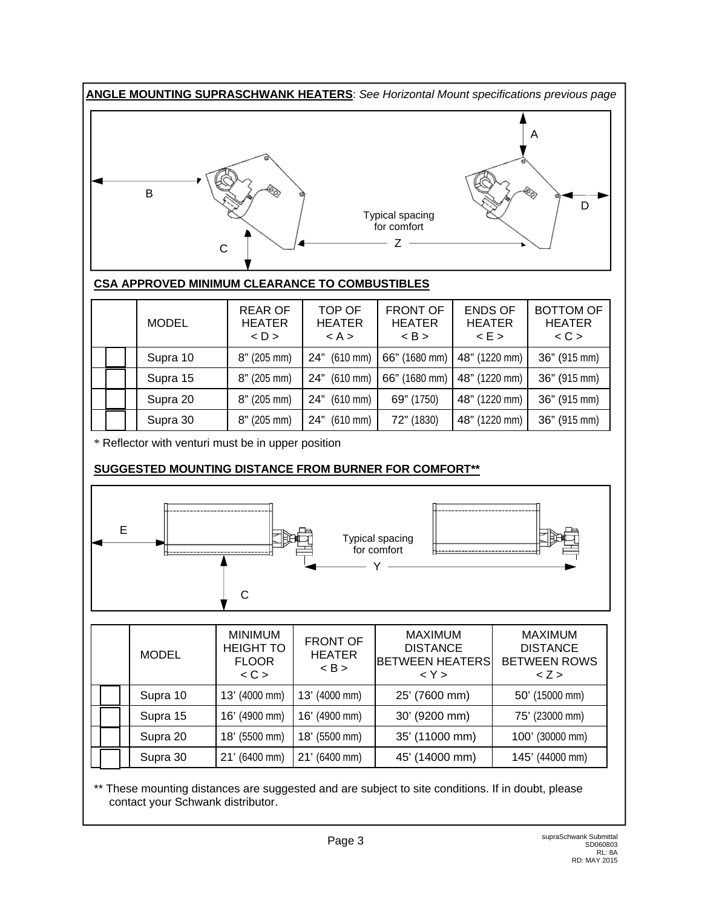**ANGLE MOUNTING SUPRASCHWANK HEATERS**: *See Horizontal Mount specifications previous page*

A

B

D

Typical spacing for comfort

Z

C

**CSA APPROVED MINIMUM CLEARANCE TO COMBUSTIBLES**

| | MODEL | REAR OF HEATER < D > | TOP OF HEATER < A > | FRONT OF HEATER < B > | ENDS OF HEATER < E > | BOTTOM OF HEATER < C > |
|---|---|---|---|---|---|---|
| ☐ | Supra 10 | 8" (205 mm) | 24" (610 mm) | 66" (1680 mm) | 48" (1220 mm) | 36" (915 mm) |
| ☐ | Supra 15 | 8" (205 mm) | 24" (610 mm) | 66" (1680 mm) | 48" (1220 mm) | 36" (915 mm) |
| ☐ | Supra 20 | 8" (205 mm) | 24" (610 mm) | 69" (1750) | 48" (1220 mm) | 36" (915 mm) |
| ☐ | Supra 30 | 8" (205 mm) | 24" (610 mm) | 72" (1830) | 48" (1220 mm) | 36" (915 mm) |

* Reflector with venturi must be in upper position

**SUGGESTED MOUNTING DISTANCE FROM BURNER FOR COMFORT****

E

Typical spacing for comfort

Y

C

| | MODEL | MINIMUM HEIGHT TO FLOOR < C > | FRONT OF HEATER < B > | MAXIMUM DISTANCE BETWEEN HEATERS < Y > | MAXIMUM DISTANCE BETWEEN ROWS < Z > |
|---|---|---|---|---|---|
| ☐ | Supra 10 | 13' (4000 mm) | 13' (4000 mm) | 25' (7600 mm) | 50' (15000 mm) |
| ☐ | Supra 15 | 16' (4900 mm) | 16' (4900 mm) | 30' (9200 mm) | 75' (23000 mm) |
| ☐ | Supra 20 | 18' (5500 mm) | 18' (5500 mm) | 35' (11000 mm) | 100' (30000 mm) |
| ☐ | Supra 30 | 21' (6400 mm) | 21' (6400 mm) | 45' (14000 mm) | 145' (44000 mm) |

** These mounting distances are suggested and are subject to site conditions. If in doubt, please contact your Schwank distributor.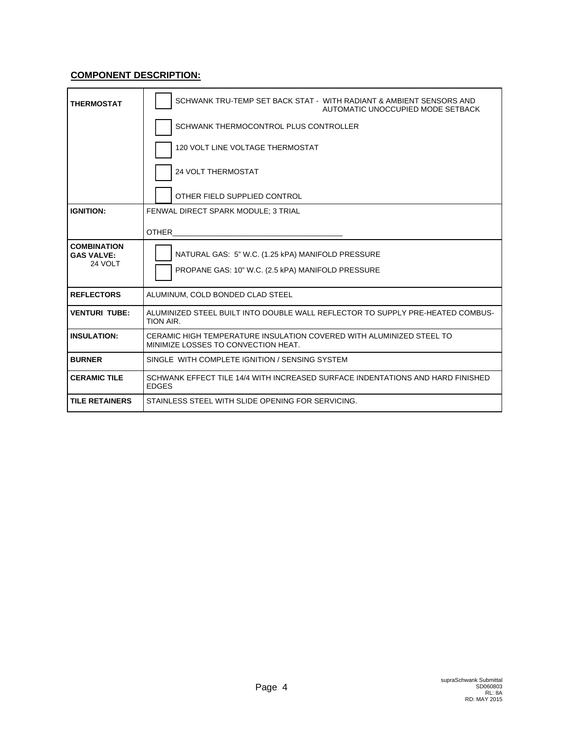## COMPONENT DESCRIPTION:

| | |
|---|---|
| **THERMOSTAT** | ☐ SCHWANK TRU-TEMP SET BACK STAT - WITH RADIANT & AMBIENT SENSORS AND AUTOMATIC UNOCCUPIED MODE SETBACK<br>☐ SCHWANK THERMOCONTROL PLUS CONTROLLER<br>☐ 120 VOLT LINE VOLTAGE THERMOSTAT<br>☐ 24 VOLT THERMOSTAT<br>☐ OTHER FIELD SUPPLIED CONTROL |
| **IGNITION:** | FENWAL DIRECT SPARK MODULE; 3 TRIAL<br>OTHER\_\_\_\_\_\_\_\_\_\_\_\_\_\_\_\_\_\_\_\_\_\_\_\_\_\_\_\_\_\_\_\_\_\_\_\_ |
| **COMBINATION GAS VALVE:** 24 VOLT | ☐ NATURAL GAS: 5" W.C. (1.25 kPA) MANIFOLD PRESSURE<br>☐ PROPANE GAS: 10" W.C. (2.5 kPA) MANIFOLD PRESSURE |
| **REFLECTORS** | ALUMINUM, COLD BONDED CLAD STEEL |
| **VENTURI TUBE:** | ALUMINIZED STEEL BUILT INTO DOUBLE WALL REFLECTOR TO SUPPLY PRE-HEATED COMBUSTION AIR. |
| **INSULATION:** | CERAMIC HIGH TEMPERATURE INSULATION COVERED WITH ALUMINIZED STEEL TO MINIMIZE LOSSES TO CONVECTION HEAT. |
| **BURNER** | SINGLE WITH COMPLETE IGNITION / SENSING SYSTEM |
| **CERAMIC TILE** | SCHWANK EFFECT TILE 14/4 WITH INCREASED SURFACE INDENTATIONS AND HARD FINISHED EDGES |
| **TILE RETAINERS** | STAINLESS STEEL WITH SLIDE OPENING FOR SERVICING. |

supraSchwank Submittal
SD060803
RL: 8A
RD: MAY 2015